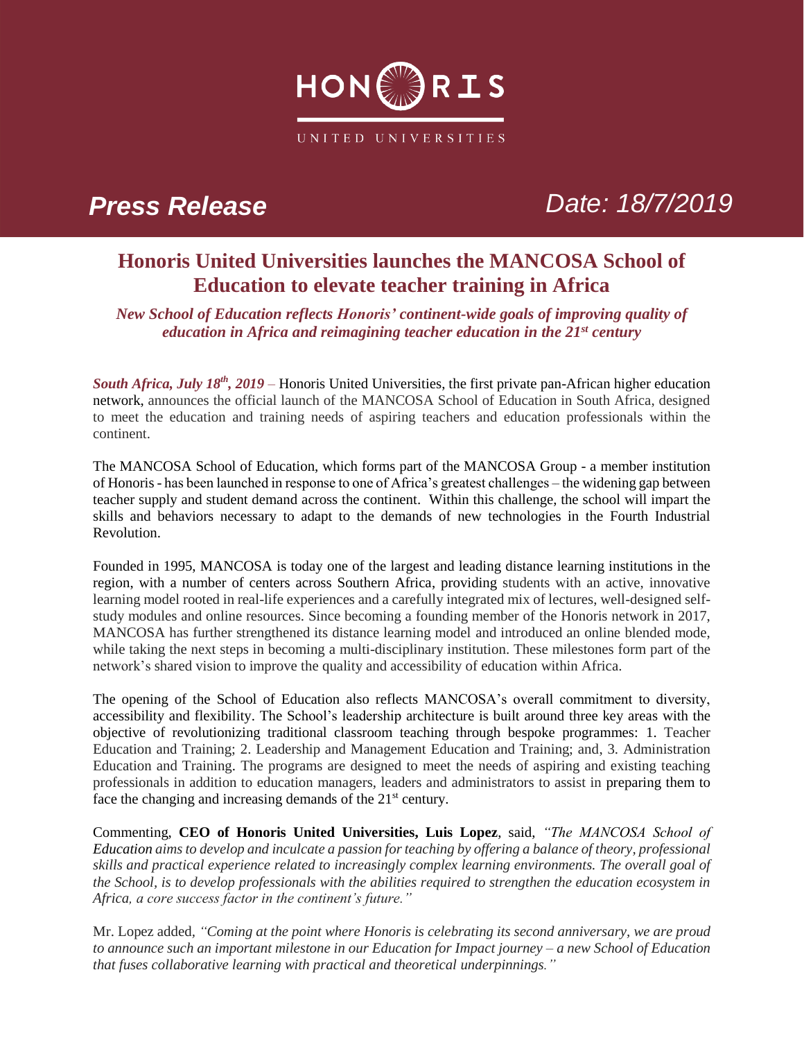HONORIS

UNITED UNIVERSITIES

***Press Release*** *Date: 18/7/2019*

# Honoris United Universities launches the MANCOSA School of Education to elevate teacher training in Africa

***New School of Education reflects Honoris' continent-wide goals of improving quality of education in Africa and reimagining teacher education in the 21st century***

***South Africa, July 18th, 2019*** – Honoris United Universities, the first private pan-African higher education network, announces the official launch of the MANCOSA School of Education in South Africa, designed to meet the education and training needs of aspiring teachers and education professionals within the continent.

The MANCOSA School of Education, which forms part of the MANCOSA Group - a member institution of Honoris - has been launched in response to one of Africa's greatest challenges – the widening gap between teacher supply and student demand across the continent. Within this challenge, the school will impart the skills and behaviors necessary to adapt to the demands of new technologies in the Fourth Industrial Revolution.

Founded in 1995, MANCOSA is today one of the largest and leading distance learning institutions in the region, with a number of centers across Southern Africa, providing students with an active, innovative learning model rooted in real-life experiences and a carefully integrated mix of lectures, well-designed self-study modules and online resources. Since becoming a founding member of the Honoris network in 2017, MANCOSA has further strengthened its distance learning model and introduced an online blended mode, while taking the next steps in becoming a multi-disciplinary institution. These milestones form part of the network's shared vision to improve the quality and accessibility of education within Africa.

The opening of the School of Education also reflects MANCOSA's overall commitment to diversity, accessibility and flexibility. The School's leadership architecture is built around three key areas with the objective of revolutionizing traditional classroom teaching through bespoke programmes: 1. Teacher Education and Training; 2. Leadership and Management Education and Training; and, 3. Administration Education and Training. The programs are designed to meet the needs of aspiring and existing teaching professionals in addition to education managers, leaders and administrators to assist in preparing them to face the changing and increasing demands of the 21st century.

Commenting, **CEO of Honoris United Universities, Luis Lopez**, said, *"The MANCOSA School of Education aims to develop and inculcate a passion for teaching by offering a balance of theory, professional skills and practical experience related to increasingly complex learning environments. The overall goal of the School, is to develop professionals with the abilities required to strengthen the education ecosystem in Africa, a core success factor in the continent's future."*

Mr. Lopez added, *"Coming at the point where Honoris is celebrating its second anniversary, we are proud to announce such an important milestone in our Education for Impact journey – a new School of Education that fuses collaborative learning with practical and theoretical underpinnings."*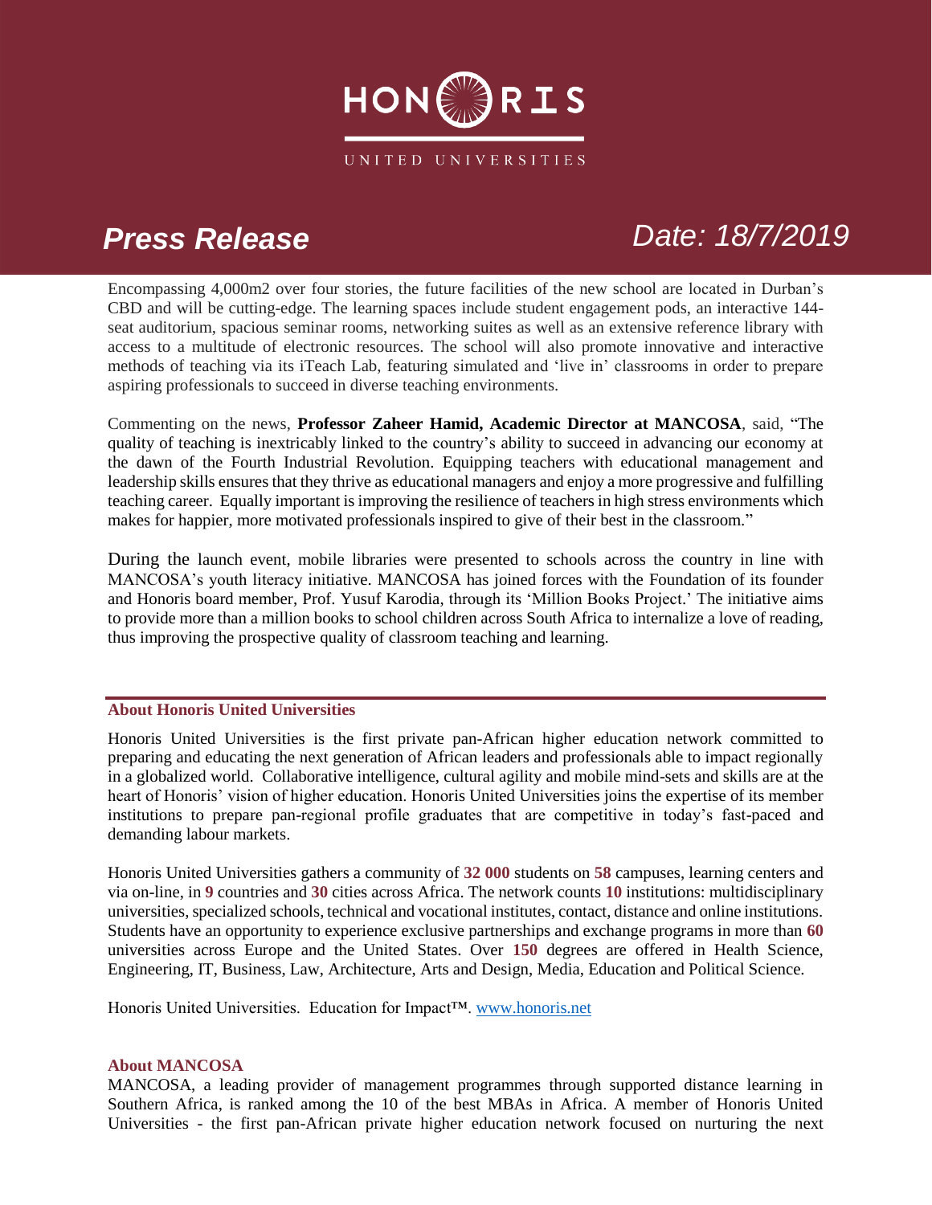# HONORIS

UNITED UNIVERSITIES

## *Press Release* *Date: 18/7/2019*

Encompassing 4,000m2 over four stories, the future facilities of the new school are located in Durban's CBD and will be cutting-edge. The learning spaces include student engagement pods, an interactive 144-seat auditorium, spacious seminar rooms, networking suites as well as an extensive reference library with access to a multitude of electronic resources. The school will also promote innovative and interactive methods of teaching via its iTeach Lab, featuring simulated and 'live in' classrooms in order to prepare aspiring professionals to succeed in diverse teaching environments.

Commenting on the news, **Professor Zaheer Hamid, Academic Director at MANCOSA**, said, "The quality of teaching is inextricably linked to the country's ability to succeed in advancing our economy at the dawn of the Fourth Industrial Revolution. Equipping teachers with educational management and leadership skills ensures that they thrive as educational managers and enjoy a more progressive and fulfilling teaching career. Equally important is improving the resilience of teachers in high stress environments which makes for happier, more motivated professionals inspired to give of their best in the classroom."

During the launch event, mobile libraries were presented to schools across the country in line with MANCOSA's youth literacy initiative. MANCOSA has joined forces with the Foundation of its founder and Honoris board member, Prof. Yusuf Karodia, through its 'Million Books Project.' The initiative aims to provide more than a million books to school children across South Africa to internalize a love of reading, thus improving the prospective quality of classroom teaching and learning.

---

### About Honoris United Universities

Honoris United Universities is the first private pan-African higher education network committed to preparing and educating the next generation of African leaders and professionals able to impact regionally in a globalized world. Collaborative intelligence, cultural agility and mobile mind-sets and skills are at the heart of Honoris' vision of higher education. Honoris United Universities joins the expertise of its member institutions to prepare pan-regional profile graduates that are competitive in today's fast-paced and demanding labour markets.

Honoris United Universities gathers a community of **32 000** students on **58** campuses, learning centers and via on-line, in **9** countries and **30** cities across Africa. The network counts **10** institutions: multidisciplinary universities, specialized schools, technical and vocational institutes, contact, distance and online institutions. Students have an opportunity to experience exclusive partnerships and exchange programs in more than **60** universities across Europe and the United States. Over **150** degrees are offered in Health Science, Engineering, IT, Business, Law, Architecture, Arts and Design, Media, Education and Political Science.

Honoris United Universities. Education for Impact™. [www.honoris.net](www.honoris.net)

### About MANCOSA

MANCOSA, a leading provider of management programmes through supported distance learning in Southern Africa, is ranked among the 10 of the best MBAs in Africa. A member of Honoris United Universities - the first pan-African private higher education network focused on nurturing the next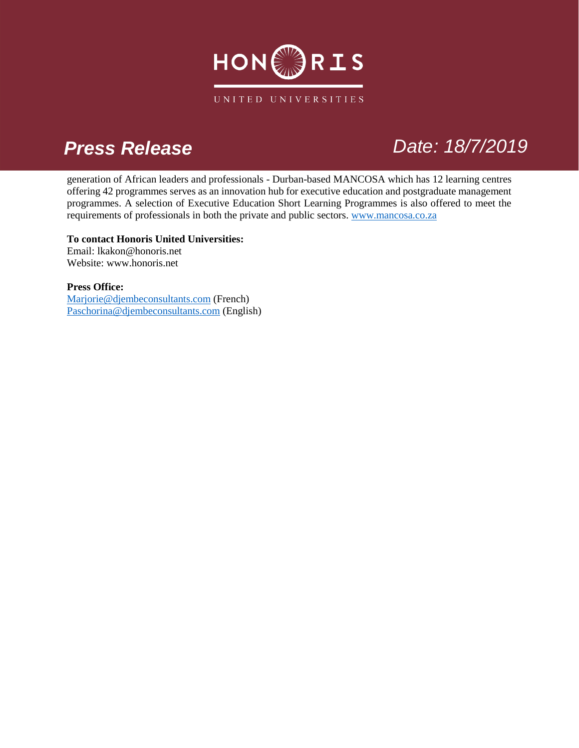generation of African leaders and professionals - Durban-based MANCOSA which has 12 learning centres offering 42 programmes serves as an innovation hub for executive education and postgraduate management programmes. A selection of Executive Education Short Learning Programmes is also offered to meet the requirements of professionals in both the private and public sectors. www.mancosa.co.za

**To contact Honoris United Universities:**
Email: lkakon@honoris.net
Website: www.honoris.net

**Press Office:**
Marjorie@djembeconsultants.com (French)
Paschorina@djembeconsultants.com (English)